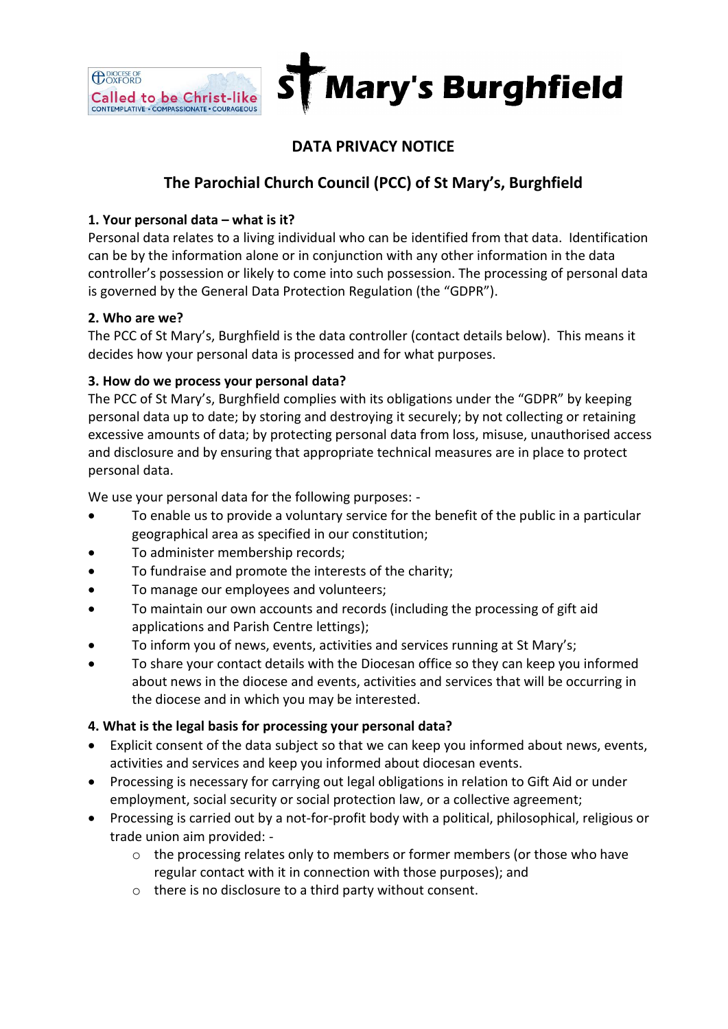# DATA PRIVACY NOTICE

## The Parochial Church Council (PCC) of St Mary's, Burghfield

### 1. Your personal data – what is it?

Personal data relates to a living individual who can be identified from that data. Identification can be by the information alone or in conjunction with any other information in the data controller's possession or likely to come into such possession. The processing of personal data is governed by the General Data Protection Regulation (the "GDPR").

### 2. Who are we?

The PCC of St Mary's, Burghfield is the data controller (contact details below). This means it decides how your personal data is processed and for what purposes.

### 3. How do we process your personal data?

The PCC of St Mary's, Burghfield complies with its obligations under the "GDPR" by keeping personal data up to date; by storing and destroying it securely; by not collecting or retaining excessive amounts of data; by protecting personal data from loss, misuse, unauthorised access and disclosure and by ensuring that appropriate technical measures are in place to protect personal data.

We use your personal data for the following purposes: -

- To enable us to provide a voluntary service for the benefit of the public in a particular geographical area as specified in our constitution;
- To administer membership records;
- To fundraise and promote the interests of the charity;
- To manage our employees and volunteers;
- To maintain our own accounts and records (including the processing of gift aid applications and Parish Centre lettings);
- To inform you of news, events, activities and services running at St Mary's;
- To share your contact details with the Diocesan office so they can keep you informed about news in the diocese and events, activities and services that will be occurring in the diocese and in which you may be interested.

### 4. What is the legal basis for processing your personal data?

- Explicit consent of the data subject so that we can keep you informed about news, events, activities and services and keep you informed about diocesan events.
- Processing is necessary for carrying out legal obligations in relation to Gift Aid or under employment, social security or social protection law, or a collective agreement;
- Processing is carried out by a not-for-profit body with a political, philosophical, religious or trade union aim provided: -
  - the processing relates only to members or former members (or those who have regular contact with it in connection with those purposes); and
  - there is no disclosure to a third party without consent.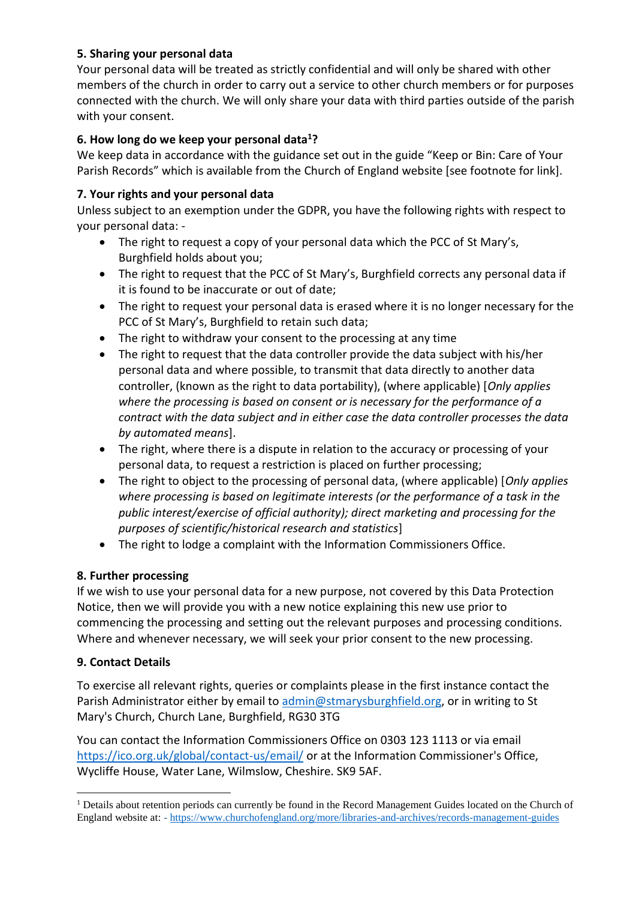### 5. Sharing your personal data

Your personal data will be treated as strictly confidential and will only be shared with other members of the church in order to carry out a service to other church members or for purposes connected with the church. We will only share your data with third parties outside of the parish with your consent.

### 6. How long do we keep your personal data[1]?

We keep data in accordance with the guidance set out in the guide "Keep or Bin: Care of Your Parish Records" which is available from the Church of England website [see footnote for link].

### 7. Your rights and your personal data

Unless subject to an exemption under the GDPR, you have the following rights with respect to your personal data: -

- The right to request a copy of your personal data which the PCC of St Mary's, Burghfield holds about you;
- The right to request that the PCC of St Mary's, Burghfield corrects any personal data if it is found to be inaccurate or out of date;
- The right to request your personal data is erased where it is no longer necessary for the PCC of St Mary's, Burghfield to retain such data;
- The right to withdraw your consent to the processing at any time
- The right to request that the data controller provide the data subject with his/her personal data and where possible, to transmit that data directly to another data controller, (known as the right to data portability), (where applicable) [*Only applies where the processing is based on consent or is necessary for the performance of a contract with the data subject and in either case the data controller processes the data by automated means*].
- The right, where there is a dispute in relation to the accuracy or processing of your personal data, to request a restriction is placed on further processing;
- The right to object to the processing of personal data, (where applicable) [*Only applies where processing is based on legitimate interests (or the performance of a task in the public interest/exercise of official authority); direct marketing and processing for the purposes of scientific/historical research and statistics*]
- The right to lodge a complaint with the Information Commissioners Office.

### 8. Further processing

If we wish to use your personal data for a new purpose, not covered by this Data Protection Notice, then we will provide you with a new notice explaining this new use prior to commencing the processing and setting out the relevant purposes and processing conditions. Where and whenever necessary, we will seek your prior consent to the new processing.

### 9. Contact Details

To exercise all relevant rights, queries or complaints please in the first instance contact the Parish Administrator either by email to admin@stmarysburghfield.org, or in writing to St Mary's Church, Church Lane, Burghfield, RG30 3TG

You can contact the Information Commissioners Office on 0303 123 1113 or via email https://ico.org.uk/global/contact-us/email/ or at the Information Commissioner's Office, Wycliffe House, Water Lane, Wilmslow, Cheshire. SK9 5AF.

---

[1] Details about retention periods can currently be found in the Record Management Guides located on the Church of England website at: - https://www.churchofengland.org/more/libraries-and-archives/records-management-guides